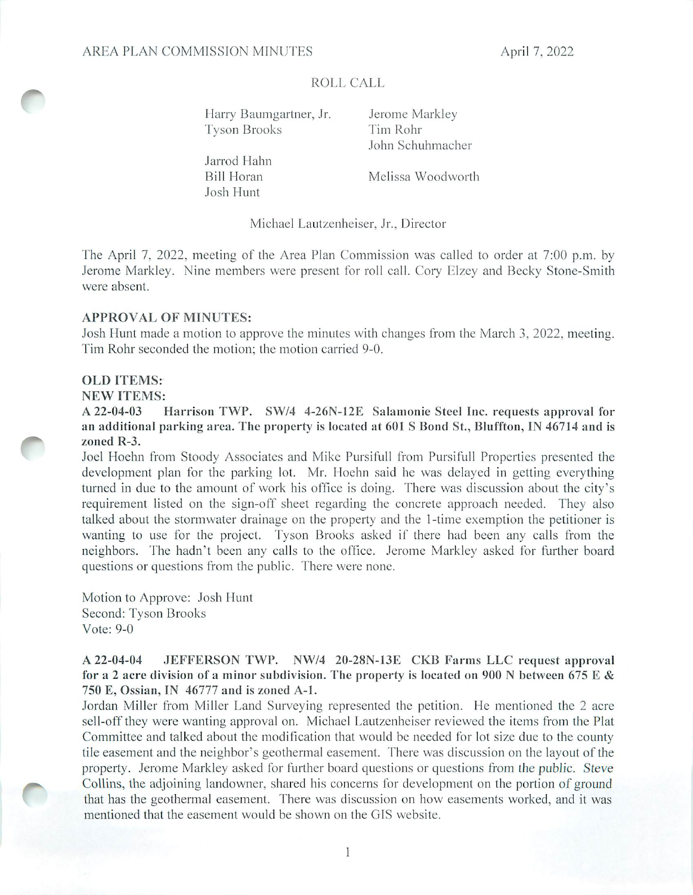AREA PLAN COMMISSION MINUTES　　　　　　　　　　　　　　April 7, 2022

## ROLL CALL

| | |
|---|---|
| Harry Baumgartner, Jr. | Jerome Markley |
| Tyson Brooks | Tim Rohr |
| | John Schuhmacher |
| Jarrod Hahn | |
| Bill Horan | Melissa Woodworth |
| Josh Hunt | |

Michael Lautzenheiser, Jr., Director

The April 7, 2022, meeting of the Area Plan Commission was called to order at 7:00 p.m. by Jerome Markley. Nine members were present for roll call. Cory Elzey and Becky Stone-Smith were absent.

**APPROVAL OF MINUTES:**

Josh Hunt made a motion to approve the minutes with changes from the March 3, 2022, meeting. Tim Rohr seconded the motion; the motion carried 9-0.

**OLD ITEMS:**

**NEW ITEMS:**

**A 22-04-03　Harrison TWP. SW/4 4-26N-12E Salamonie Steel Inc. requests approval for an additional parking area. The property is located at 601 S Bond St., Bluffton, IN 46714 and is zoned R-3.**

Joel Hoehn from Stoody Associates and Mike Pursifull from Pursifull Properties presented the development plan for the parking lot. Mr. Hoehn said he was delayed in getting everything turned in due to the amount of work his office is doing. There was discussion about the city's requirement listed on the sign-off sheet regarding the concrete approach needed. They also talked about the stormwater drainage on the property and the 1-time exemption the petitioner is wanting to use for the project. Tyson Brooks asked if there had been any calls from the neighbors. The hadn't been any calls to the office. Jerome Markley asked for further board questions or questions from the public. There were none.

Motion to Approve: Josh Hunt
Second: Tyson Brooks
Vote: 9-0

**A 22-04-04　JEFFERSON TWP. NW/4 20-28N-13E CKB Farms LLC request approval for a 2 acre division of a minor subdivision. The property is located on 900 N between 675 E & 750 E, Ossian, IN 46777 and is zoned A-1.**

Jordan Miller from Miller Land Surveying represented the petition. He mentioned the 2 acre sell-off they were wanting approval on. Michael Lautzenheiser reviewed the items from the Plat Committee and talked about the modification that would be needed for lot size due to the county tile easement and the neighbor's geothermal easement. There was discussion on the layout of the property. Jerome Markley asked for further board questions or questions from the public. Steve Collins, the adjoining landowner, shared his concerns for development on the portion of ground that has the geothermal easement. There was discussion on how easements worked, and it was mentioned that the easement would be shown on the GIS website.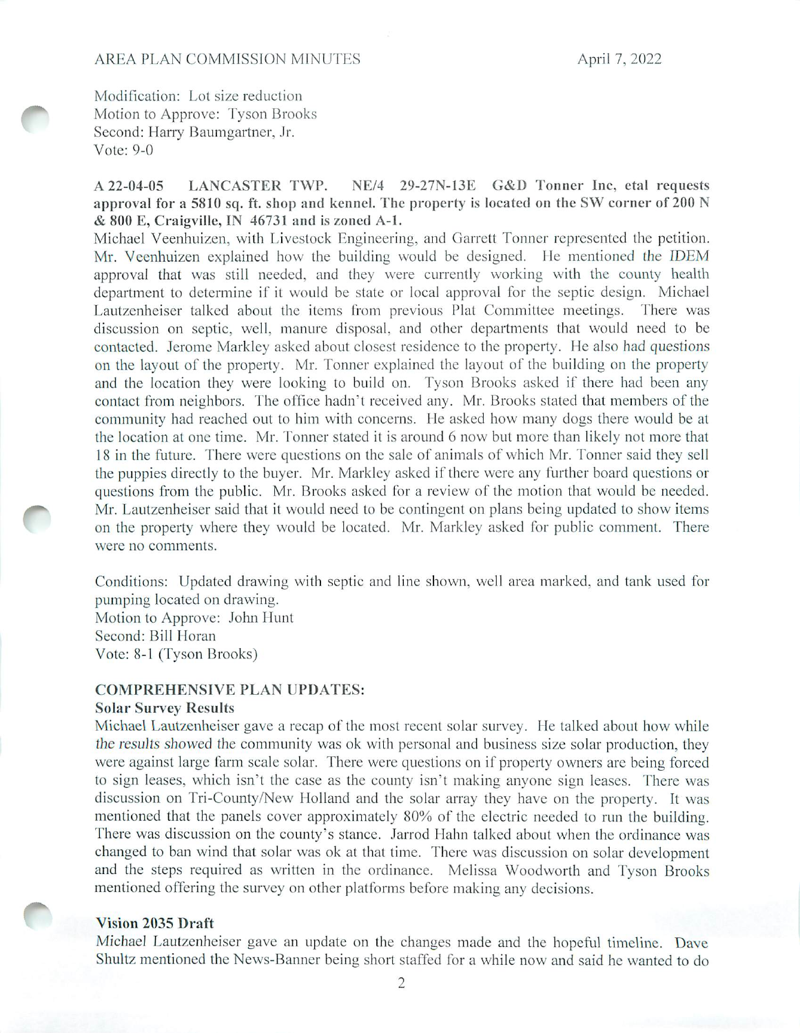Modification: Lot size reduction
Motion to Approve: Tyson Brooks
Second: Harry Baumgartner, Jr.
Vote: 9-0

**A 22-04-05 LANCASTER TWP. NE/4 29-27N-13E G&D Tonner Inc, etal requests approval for a 5810 sq. ft. shop and kennel. The property is located on the SW corner of 200 N & 800 E, Craigville, IN 46731 and is zoned A-1.**

Michael Veenhuizen, with Livestock Engineering, and Garrett Tonner represented the petition. Mr. Veenhuizen explained how the building would be designed. He mentioned the IDEM approval that was still needed, and they were currently working with the county health department to determine if it would be state or local approval for the septic design. Michael Lautzenheiser talked about the items from previous Plat Committee meetings. There was discussion on septic, well, manure disposal, and other departments that would need to be contacted. Jerome Markley asked about closest residence to the property. He also had questions on the layout of the property. Mr. Tonner explained the layout of the building on the property and the location they were looking to build on. Tyson Brooks asked if there had been any contact from neighbors. The office hadn't received any. Mr. Brooks stated that members of the community had reached out to him with concerns. He asked how many dogs there would be at the location at one time. Mr. Tonner stated it is around 6 now but more than likely not more that 18 in the future. There were questions on the sale of animals of which Mr. Tonner said they sell the puppies directly to the buyer. Mr. Markley asked if there were any further board questions or questions from the public. Mr. Brooks asked for a review of the motion that would be needed. Mr. Lautzenheiser said that it would need to be contingent on plans being updated to show items on the property where they would be located. Mr. Markley asked for public comment. There were no comments.

Conditions: Updated drawing with septic and line shown, well area marked, and tank used for pumping located on drawing.
Motion to Approve: John Hunt
Second: Bill Horan
Vote: 8-1 (Tyson Brooks)

## COMPREHENSIVE PLAN UPDATES:

### Solar Survey Results

Michael Lautzenheiser gave a recap of the most recent solar survey. He talked about how while the results showed the community was ok with personal and business size solar production, they were against large farm scale solar. There were questions on if property owners are being forced to sign leases, which isn't the case as the county isn't making anyone sign leases. There was discussion on Tri-County/New Holland and the solar array they have on the property. It was mentioned that the panels cover approximately 80% of the electric needed to run the building. There was discussion on the county's stance. Jarrod Hahn talked about when the ordinance was changed to ban wind that solar was ok at that time. There was discussion on solar development and the steps required as written in the ordinance. Melissa Woodworth and Tyson Brooks mentioned offering the survey on other platforms before making any decisions.

### Vision 2035 Draft

Michael Lautzenheiser gave an update on the changes made and the hopeful timeline. Dave Shultz mentioned the News-Banner being short staffed for a while now and said he wanted to do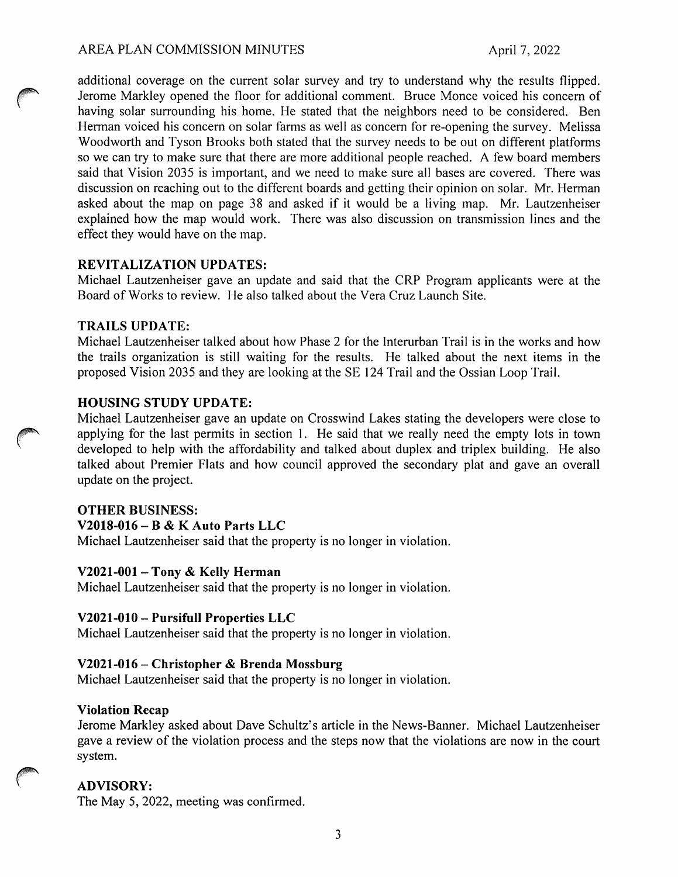additional coverage on the current solar survey and try to understand why the results flipped. Jerome Markley opened the floor for additional comment. Bruce Monce voiced his concern of having solar surrounding his home. He stated that the neighbors need to be considered. Ben Herman voiced his concern on solar farms as well as concern for re-opening the survey. Melissa Woodworth and Tyson Brooks both stated that the survey needs to be out on different platforms so we can try to make sure that there are more additional people reached. A few board members said that Vision 2035 is important, and we need to make sure all bases are covered. There was discussion on reaching out to the different boards and getting their opinion on solar. Mr. Herman asked about the map on page 38 and asked if it would be a living map. Mr. Lautzenheiser explained how the map would work. There was also discussion on transmission lines and the effect they would have on the map.

## REVITALIZATION UPDATES:

Michael Lautzenheiser gave an update and said that the CRP Program applicants were at the Board of Works to review. He also talked about the Vera Cruz Launch Site.

## TRAILS UPDATE:

Michael Lautzenheiser talked about how Phase 2 for the Interurban Trail is in the works and how the trails organization is still waiting for the results. He talked about the next items in the proposed Vision 2035 and they are looking at the SE 124 Trail and the Ossian Loop Trail.

## HOUSING STUDY UPDATE:

Michael Lautzenheiser gave an update on Crosswind Lakes stating the developers were close to applying for the last permits in section 1. He said that we really need the empty lots in town developed to help with the affordability and talked about duplex and triplex building. He also talked about Premier Flats and how council approved the secondary plat and gave an overall update on the project.

## OTHER BUSINESS:

### V2018-016 – B & K Auto Parts LLC

Michael Lautzenheiser said that the property is no longer in violation.

### V2021-001 – Tony & Kelly Herman

Michael Lautzenheiser said that the property is no longer in violation.

### V2021-010 – Pursifull Properties LLC

Michael Lautzenheiser said that the property is no longer in violation.

### V2021-016 – Christopher & Brenda Mossburg

Michael Lautzenheiser said that the property is no longer in violation.

### Violation Recap

Jerome Markley asked about Dave Schultz's article in the News-Banner. Michael Lautzenheiser gave a review of the violation process and the steps now that the violations are now in the court system.

## ADVISORY:

The May 5, 2022, meeting was confirmed.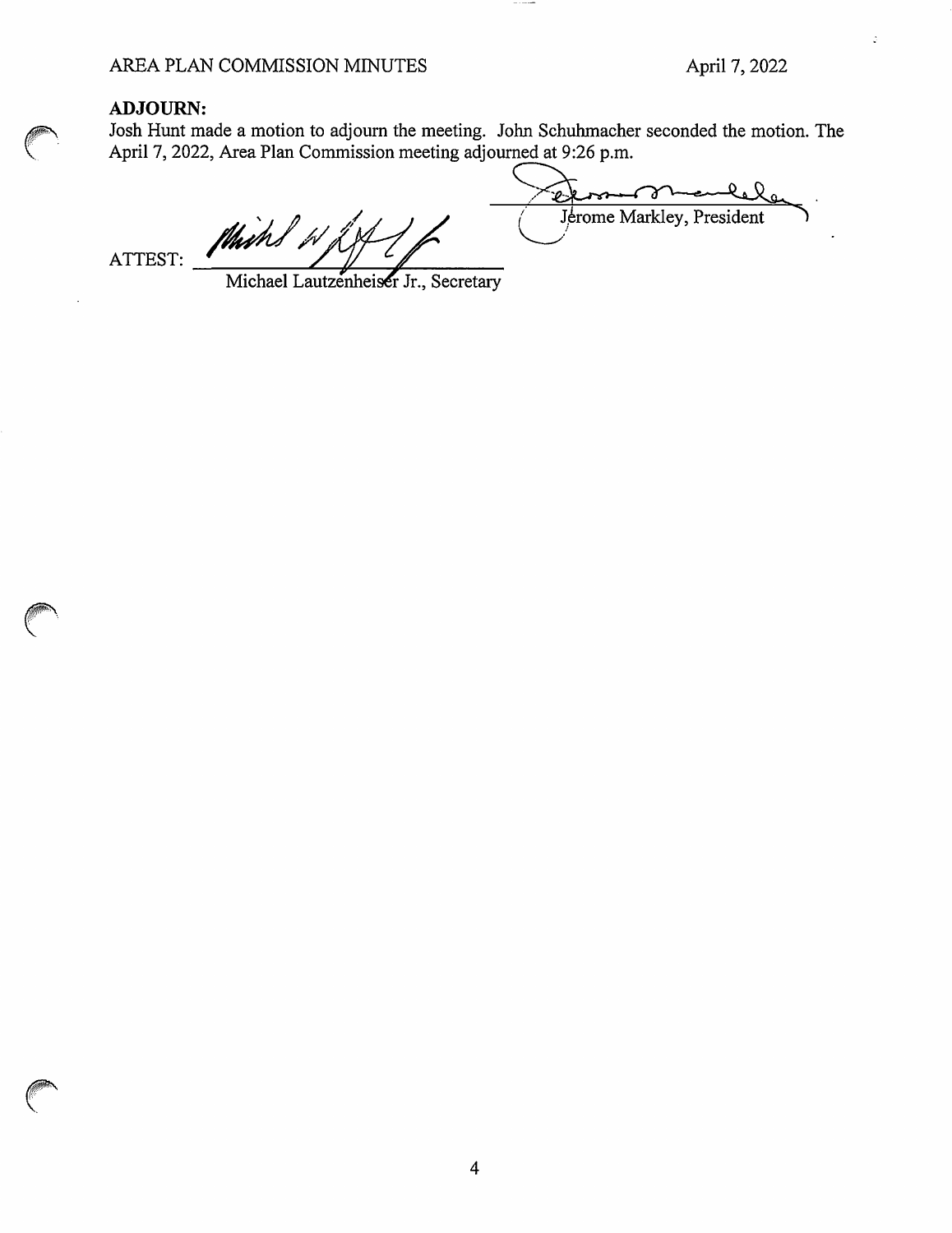## ADJOURN:

Josh Hunt made a motion to adjourn the meeting. John Schuhmacher seconded the motion. The April 7, 2022, Area Plan Commission meeting adjourned at 9:26 p.m.

Jerome Markley, President

ATTEST:

Michael Lautzenheiser Jr., Secretary